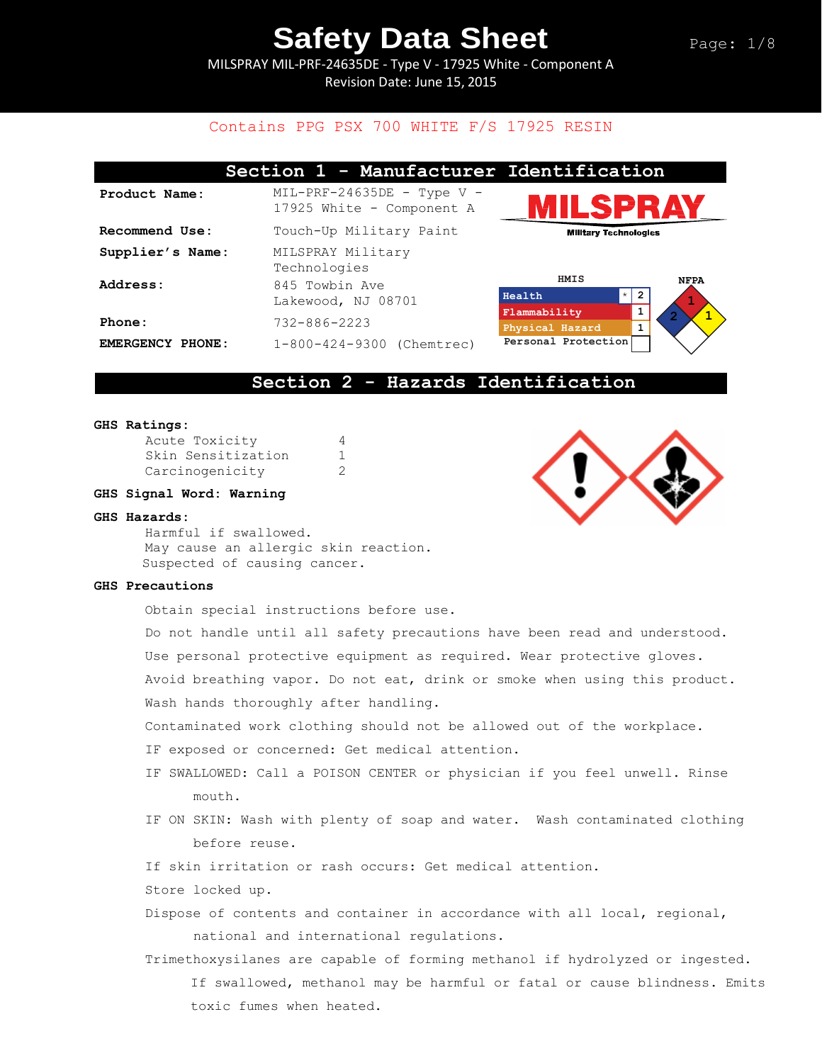# Safety Data Sheet

MILSPRAY MIL-PRF-24635DE - Type V - 17925 White - Component A
Revision Date: June 15, 2015

Contains PPG PSX 700 WHITE F/S 17925 RESIN

## Section 1 - Manufacturer Identification

| | |
|---|---|
| **Product Name:** | MIL-PRF-24635DE - Type V - 17925 White - Component A |
| **Recommend Use:** | Touch-Up Military Paint |
| **Supplier's Name:** | MILSPRAY Military Technologies |
| **Address:** | 845 Towbin Ave Lakewood, NJ 08701 |
| **Phone:** | 732-886-2223 |
| **EMERGENCY PHONE:** | 1-800-424-9300 (Chemtrec) |

MILSPRAY Military Technologies

**HMIS**

| | |
|---|---|
| Health | * 2 |
| Flammability | 1 |
| Physical Hazard | 1 |
| Personal Protection | |

**NFPA**

Health: 2, Flammability: 1, Instability: 1

## Section 2 - Hazards Identification

**GHS Ratings:**

| | |
|---|---|
| Acute Toxicity | 4 |
| Skin Sensitization | 1 |
| Carcinogenicity | 2 |

**GHS Signal Word: Warning**

**GHS Hazards:**

Harmful if swallowed.
May cause an allergic skin reaction.
Suspected of causing cancer.

**GHS Precautions**

Obtain special instructions before use.

Do not handle until all safety precautions have been read and understood.

Use personal protective equipment as required. Wear protective gloves.

Avoid breathing vapor. Do not eat, drink or smoke when using this product.

Wash hands thoroughly after handling.

Contaminated work clothing should not be allowed out of the workplace.

IF exposed or concerned: Get medical attention.

IF SWALLOWED: Call a POISON CENTER or physician if you feel unwell. Rinse mouth.

IF ON SKIN: Wash with plenty of soap and water. Wash contaminated clothing before reuse.

If skin irritation or rash occurs: Get medical attention.

Store locked up.

Dispose of contents and container in accordance with all local, regional, national and international regulations.

Trimethoxysilanes are capable of forming methanol if hydrolyzed or ingested. If swallowed, methanol may be harmful or fatal or cause blindness. Emits toxic fumes when heated.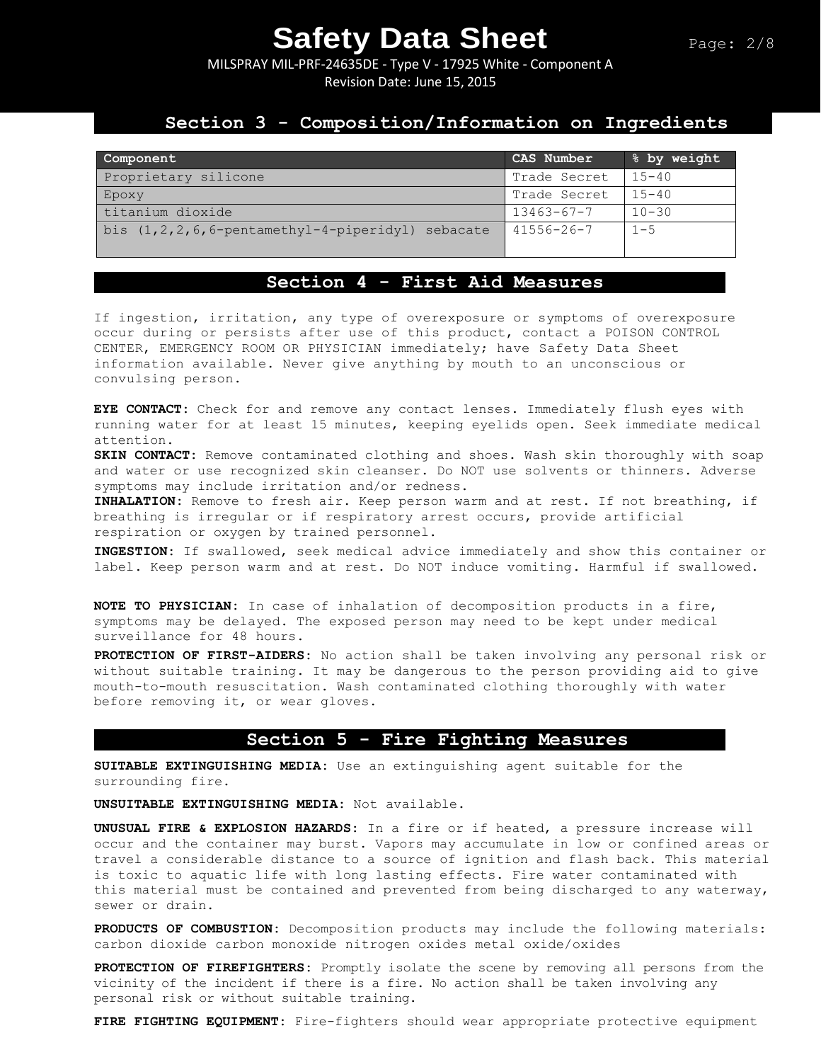## Section 3 - Composition/Information on Ingredients

| Component | CAS Number | % by weight |
|---|---|---|
| Proprietary silicone | Trade Secret | 15-40 |
| Epoxy | Trade Secret | 15-40 |
| titanium dioxide | 13463-67-7 | 10-30 |
| bis (1,2,2,6,6-pentamethyl-4-piperidyl) sebacate | 41556-26-7 | 1-5 |

## Section 4 - First Aid Measures

If ingestion, irritation, any type of overexposure or symptoms of overexposure occur during or persists after use of this product, contact a POISON CONTROL CENTER, EMERGENCY ROOM OR PHYSICIAN immediately; have Safety Data Sheet information available. Never give anything by mouth to an unconscious or convulsing person.

**EYE CONTACT:** Check for and remove any contact lenses. Immediately flush eyes with running water for at least 15 minutes, keeping eyelids open. Seek immediate medical attention.
**SKIN CONTACT:** Remove contaminated clothing and shoes. Wash skin thoroughly with soap and water or use recognized skin cleanser. Do NOT use solvents or thinners. Adverse symptoms may include irritation and/or redness.
**INHALATION:** Remove to fresh air. Keep person warm and at rest. If not breathing, if breathing is irregular or if respiratory arrest occurs, provide artificial respiration or oxygen by trained personnel.

**INGESTION:** If swallowed, seek medical advice immediately and show this container or label. Keep person warm and at rest. Do NOT induce vomiting. Harmful if swallowed.

**NOTE TO PHYSICIAN:** In case of inhalation of decomposition products in a fire, symptoms may be delayed. The exposed person may need to be kept under medical surveillance for 48 hours.

**PROTECTION OF FIRST-AIDERS:** No action shall be taken involving any personal risk or without suitable training. It may be dangerous to the person providing aid to give mouth-to-mouth resuscitation. Wash contaminated clothing thoroughly with water before removing it, or wear gloves.

## Section 5 - Fire Fighting Measures

**SUITABLE EXTINGUISHING MEDIA:** Use an extinguishing agent suitable for the surrounding fire.

**UNSUITABLE EXTINGUISHING MEDIA:** Not available.

**UNUSUAL FIRE & EXPLOSION HAZARDS:** In a fire or if heated, a pressure increase will occur and the container may burst. Vapors may accumulate in low or confined areas or travel a considerable distance to a source of ignition and flash back. This material is toxic to aquatic life with long lasting effects. Fire water contaminated with this material must be contained and prevented from being discharged to any waterway, sewer or drain.

**PRODUCTS OF COMBUSTION:** Decomposition products may include the following materials: carbon dioxide carbon monoxide nitrogen oxides metal oxide/oxides

**PROTECTION OF FIREFIGHTERS:** Promptly isolate the scene by removing all persons from the vicinity of the incident if there is a fire. No action shall be taken involving any personal risk or without suitable training.

**FIRE FIGHTING EQUIPMENT:** Fire-fighters should wear appropriate protective equipment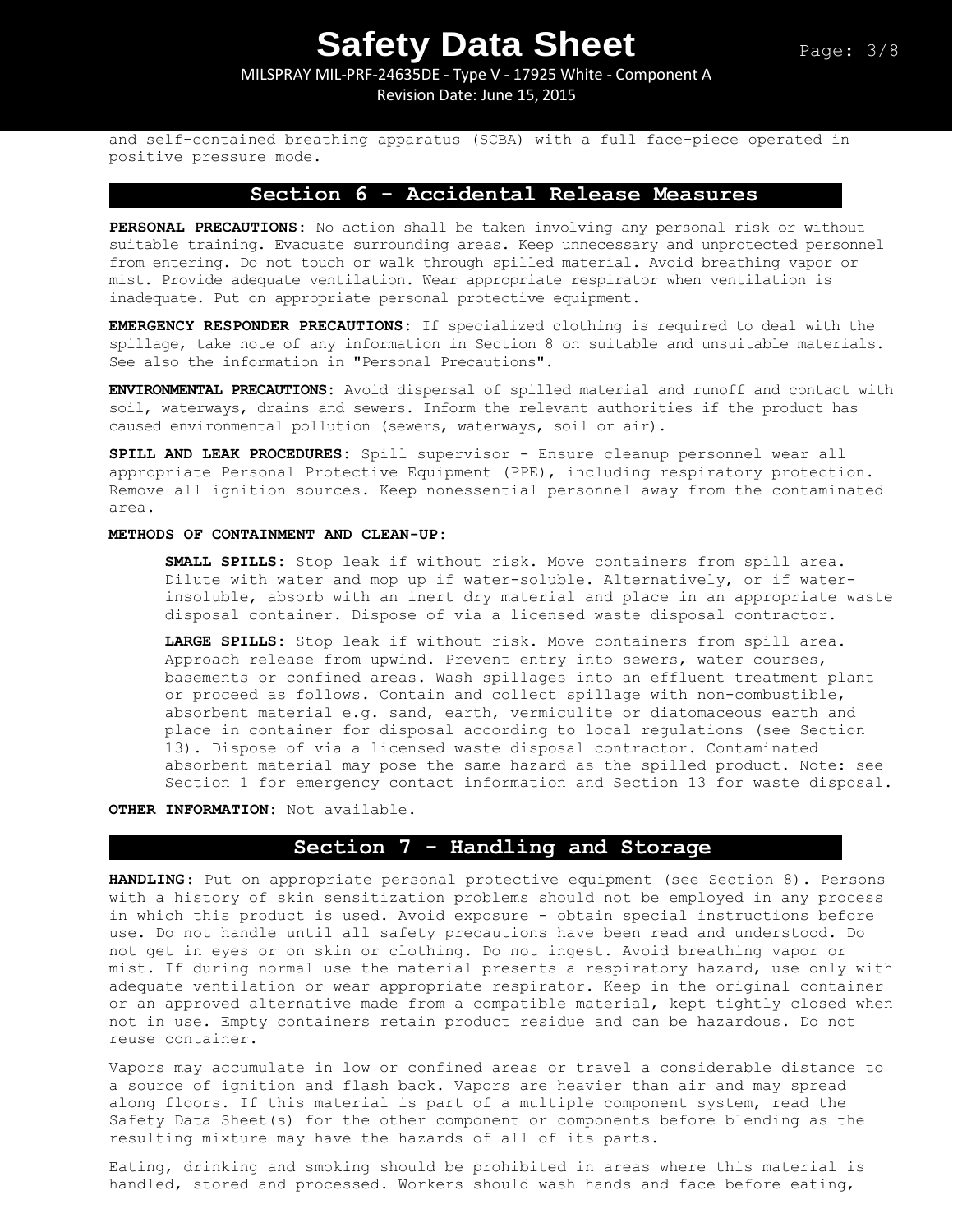and self-contained breathing apparatus (SCBA) with a full face-piece operated in positive pressure mode.

## Section 6 - Accidental Release Measures

**PERSONAL PRECAUTIONS:** No action shall be taken involving any personal risk or without suitable training. Evacuate surrounding areas. Keep unnecessary and unprotected personnel from entering. Do not touch or walk through spilled material. Avoid breathing vapor or mist. Provide adequate ventilation. Wear appropriate respirator when ventilation is inadequate. Put on appropriate personal protective equipment.

**EMERGENCY RESPONDER PRECAUTIONS:** If specialized clothing is required to deal with the spillage, take note of any information in Section 8 on suitable and unsuitable materials. See also the information in "Personal Precautions".

**ENVIRONMENTAL PRECAUTIONS:** Avoid dispersal of spilled material and runoff and contact with soil, waterways, drains and sewers. Inform the relevant authorities if the product has caused environmental pollution (sewers, waterways, soil or air).

**SPILL AND LEAK PROCEDURES:** Spill supervisor - Ensure cleanup personnel wear all appropriate Personal Protective Equipment (PPE), including respiratory protection. Remove all ignition sources. Keep nonessential personnel away from the contaminated area.

**METHODS OF CONTAINMENT AND CLEAN-UP:**

**SMALL SPILLS:** Stop leak if without risk. Move containers from spill area. Dilute with water and mop up if water-soluble. Alternatively, or if water-insoluble, absorb with an inert dry material and place in an appropriate waste disposal container. Dispose of via a licensed waste disposal contractor.

**LARGE SPILLS:** Stop leak if without risk. Move containers from spill area. Approach release from upwind. Prevent entry into sewers, water courses, basements or confined areas. Wash spillages into an effluent treatment plant or proceed as follows. Contain and collect spillage with non-combustible, absorbent material e.g. sand, earth, vermiculite or diatomaceous earth and place in container for disposal according to local regulations (see Section 13). Dispose of via a licensed waste disposal contractor. Contaminated absorbent material may pose the same hazard as the spilled product. Note: see Section 1 for emergency contact information and Section 13 for waste disposal.

**OTHER INFORMATION:** Not available.

## Section 7 - Handling and Storage

**HANDLING:** Put on appropriate personal protective equipment (see Section 8). Persons with a history of skin sensitization problems should not be employed in any process in which this product is used. Avoid exposure - obtain special instructions before use. Do not handle until all safety precautions have been read and understood. Do not get in eyes or on skin or clothing. Do not ingest. Avoid breathing vapor or mist. If during normal use the material presents a respiratory hazard, use only with adequate ventilation or wear appropriate respirator. Keep in the original container or an approved alternative made from a compatible material, kept tightly closed when not in use. Empty containers retain product residue and can be hazardous. Do not reuse container.

Vapors may accumulate in low or confined areas or travel a considerable distance to a source of ignition and flash back. Vapors are heavier than air and may spread along floors. If this material is part of a multiple component system, read the Safety Data Sheet(s) for the other component or components before blending as the resulting mixture may have the hazards of all of its parts.

Eating, drinking and smoking should be prohibited in areas where this material is handled, stored and processed. Workers should wash hands and face before eating,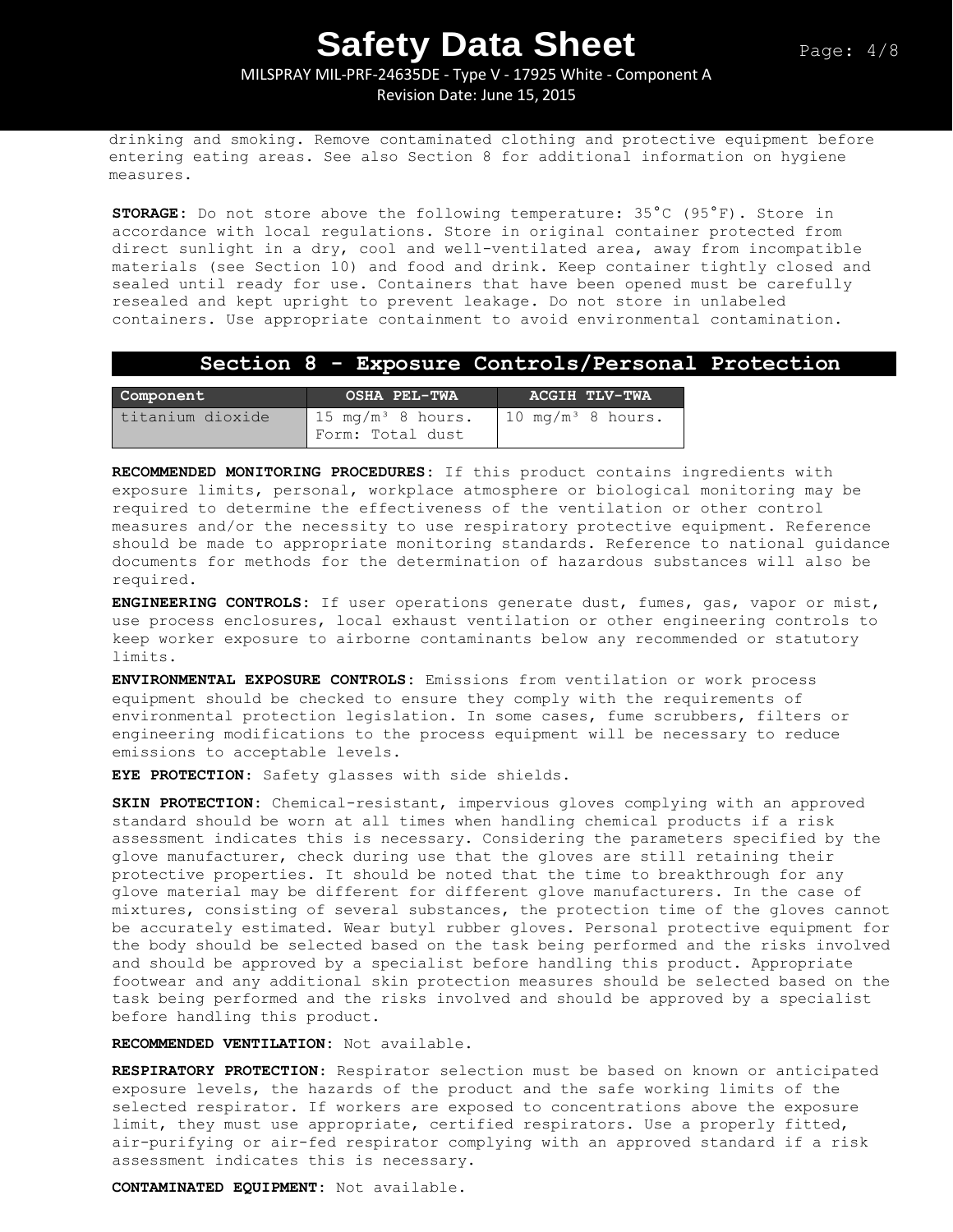drinking and smoking. Remove contaminated clothing and protective equipment before entering eating areas. See also Section 8 for additional information on hygiene measures.

**STORAGE:** Do not store above the following temperature: 35°C (95°F). Store in accordance with local regulations. Store in original container protected from direct sunlight in a dry, cool and well-ventilated area, away from incompatible materials (see Section 10) and food and drink. Keep container tightly closed and sealed until ready for use. Containers that have been opened must be carefully resealed and kept upright to prevent leakage. Do not store in unlabeled containers. Use appropriate containment to avoid environmental contamination.

## Section 8 - Exposure Controls/Personal Protection

| Component | OSHA PEL-TWA | ACGIH TLV-TWA |
|---|---|---|
| titanium dioxide | 15 mg/m³ 8 hours. Form: Total dust | 10 mg/m³ 8 hours. |

**RECOMMENDED MONITORING PROCEDURES:** If this product contains ingredients with exposure limits, personal, workplace atmosphere or biological monitoring may be required to determine the effectiveness of the ventilation or other control measures and/or the necessity to use respiratory protective equipment. Reference should be made to appropriate monitoring standards. Reference to national guidance documents for methods for the determination of hazardous substances will also be required.

**ENGINEERING CONTROLS:** If user operations generate dust, fumes, gas, vapor or mist, use process enclosures, local exhaust ventilation or other engineering controls to keep worker exposure to airborne contaminants below any recommended or statutory limits.

**ENVIRONMENTAL EXPOSURE CONTROLS:** Emissions from ventilation or work process equipment should be checked to ensure they comply with the requirements of environmental protection legislation. In some cases, fume scrubbers, filters or engineering modifications to the process equipment will be necessary to reduce emissions to acceptable levels.

**EYE PROTECTION:** Safety glasses with side shields.

**SKIN PROTECTION:** Chemical-resistant, impervious gloves complying with an approved standard should be worn at all times when handling chemical products if a risk assessment indicates this is necessary. Considering the parameters specified by the glove manufacturer, check during use that the gloves are still retaining their protective properties. It should be noted that the time to breakthrough for any glove material may be different for different glove manufacturers. In the case of mixtures, consisting of several substances, the protection time of the gloves cannot be accurately estimated. Wear butyl rubber gloves. Personal protective equipment for the body should be selected based on the task being performed and the risks involved and should be approved by a specialist before handling this product. Appropriate footwear and any additional skin protection measures should be selected based on the task being performed and the risks involved and should be approved by a specialist before handling this product.

**RECOMMENDED VENTILATION:** Not available.

**RESPIRATORY PROTECTION:** Respirator selection must be based on known or anticipated exposure levels, the hazards of the product and the safe working limits of the selected respirator. If workers are exposed to concentrations above the exposure limit, they must use appropriate, certified respirators. Use a properly fitted, air-purifying or air-fed respirator complying with an approved standard if a risk assessment indicates this is necessary.

**CONTAMINATED EQUIPMENT:** Not available.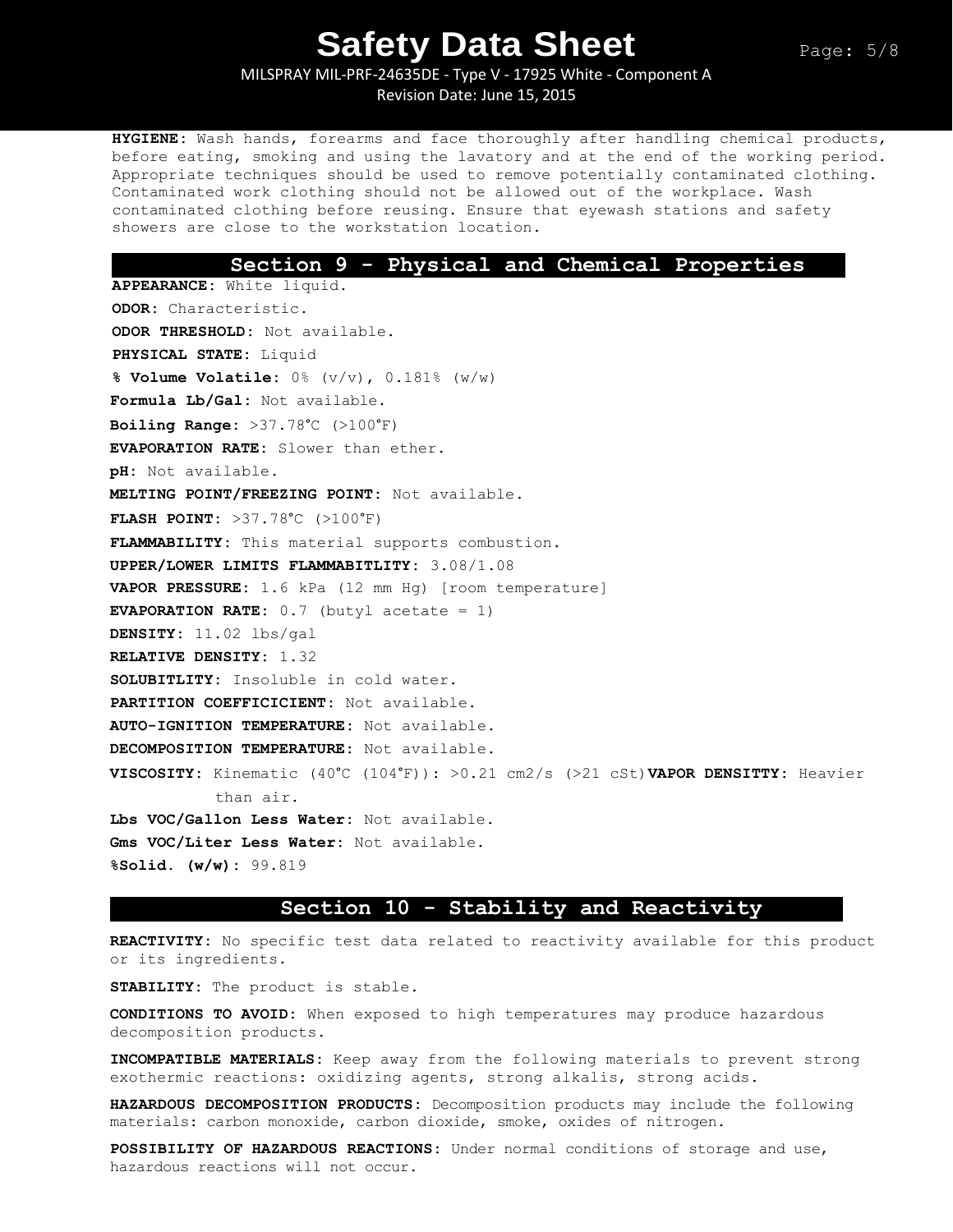**HYGIENE:** Wash hands, forearms and face thoroughly after handling chemical products, before eating, smoking and using the lavatory and at the end of the working period. Appropriate techniques should be used to remove potentially contaminated clothing. Contaminated work clothing should not be allowed out of the workplace. Wash contaminated clothing before reusing. Ensure that eyewash stations and safety showers are close to the workstation location.

## Section 9 - Physical and Chemical Properties

**APPEARANCE:** White liquid.

**ODOR:** Characteristic.

**ODOR THRESHOLD:** Not available.

**PHYSICAL STATE:** Liquid

**% Volume Volatile:** 0% (v/v), 0.181% (w/w)

**Formula Lb/Gal:** Not available.

**Boiling Range:** >37.78°C (>100°F)

**EVAPORATION RATE:** Slower than ether.

**pH:** Not available.

**MELTING POINT/FREEZING POINT:** Not available.

**FLASH POINT:** >37.78°C (>100°F)

**FLAMMABILITY:** This material supports combustion.

**UPPER/LOWER LIMITS FLAMMABITLITY:** 3.08/1.08

**VAPOR PRESSURE:** 1.6 kPa (12 mm Hg) [room temperature]

**EVAPORATION RATE:** 0.7 (butyl acetate = 1)

**DENSITY:** 11.02 lbs/gal

**RELATIVE DENSITY:** 1.32

**SOLUBITLITY:** Insoluble in cold water.

**PARTITION COEFFICICIENT:** Not available.

**AUTO-IGNITION TEMPERATURE:** Not available.

**DECOMPOSITION TEMPERATURE:** Not available.

**VISCOSITY:** Kinematic (40°C (104°F)): >0.21 cm2/s (>21 cSt)**VAPOR DENSITTY:** Heavier than air.

**Lbs VOC/Gallon Less Water:** Not available.

**Gms VOC/Liter Less Water:** Not available.

**%Solid. (w/w):** 99.819

## Section 10 - Stability and Reactivity

**REACTIVITY:** No specific test data related to reactivity available for this product or its ingredients.

**STABILITY:** The product is stable.

**CONDITIONS TO AVOID:** When exposed to high temperatures may produce hazardous decomposition products.

**INCOMPATIBLE MATERIALS:** Keep away from the following materials to prevent strong exothermic reactions: oxidizing agents, strong alkalis, strong acids.

**HAZARDOUS DECOMPOSITION PRODUCTS:** Decomposition products may include the following materials: carbon monoxide, carbon dioxide, smoke, oxides of nitrogen.

**POSSIBILITY OF HAZARDOUS REACTIONS:** Under normal conditions of storage and use, hazardous reactions will not occur.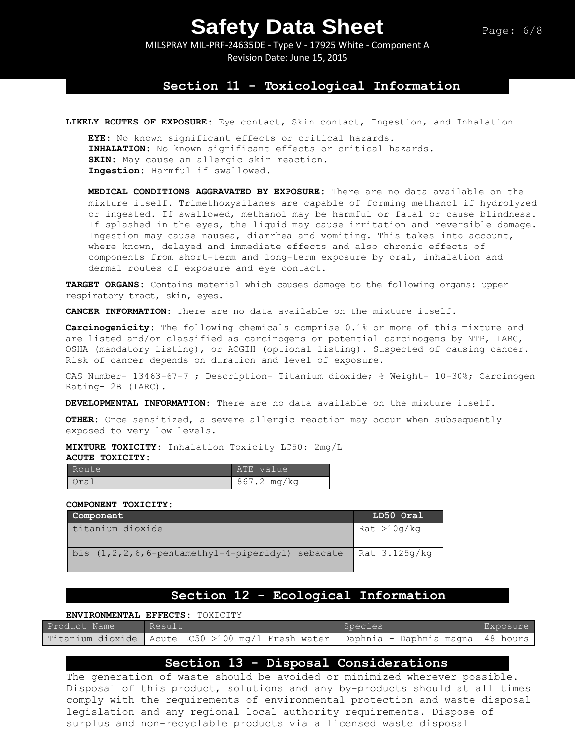## Section 11 - Toxicological Information

**LIKELY ROUTES OF EXPOSURE:** Eye contact, Skin contact, Ingestion, and Inhalation

**EYE:** No known significant effects or critical hazards.
**INHALATION:** No known significant effects or critical hazards.
**SKIN:** May cause an allergic skin reaction.
**Ingestion:** Harmful if swallowed.

**MEDICAL CONDITIONS AGGRAVATED BY EXPOSURE:** There are no data available on the mixture itself. Trimethoxysilanes are capable of forming methanol if hydrolyzed or ingested. If swallowed, methanol may be harmful or fatal or cause blindness. If splashed in the eyes, the liquid may cause irritation and reversible damage. Ingestion may cause nausea, diarrhea and vomiting. This takes into account, where known, delayed and immediate effects and also chronic effects of components from short-term and long-term exposure by oral, inhalation and dermal routes of exposure and eye contact.

**TARGET ORGANS:** Contains material which causes damage to the following organs: upper respiratory tract, skin, eyes.

**CANCER INFORMATION:** There are no data available on the mixture itself.

**Carcinogenicity:** The following chemicals comprise 0.1% or more of this mixture and are listed and/or classified as carcinogens or potential carcinogens by NTP, IARC, OSHA (mandatory listing), or ACGIH (optional listing). Suspected of causing cancer. Risk of cancer depends on duration and level of exposure.

CAS Number- 13463-67-7 ; Description- Titanium dioxide; % Weight- 10-30%; Carcinogen Rating- 2B (IARC).

**DEVELOPMENTAL INFORMATION:** There are no data available on the mixture itself.

**OTHER:** Once sensitized, a severe allergic reaction may occur when subsequently exposed to very low levels.

**MIXTURE TOXICITY:** Inhalation Toxicity LC50: 2mg/L

**ACUTE TOXICITY:**

| Route | ATE value |
|---|---|
| Oral | 867.2 mg/kg |

**COMPONENT TOXICITY:**

| Component | LD50 Oral |
|---|---|
| titanium dioxide | Rat >10g/kg |
| bis (1,2,2,6,6-pentamethyl-4-piperidyl) sebacate | Rat 3.125g/kg |

## Section 12 - Ecological Information

**ENVIRONMENTAL EFFECTS:** TOXICITY

| Product Name | Result | Species | Exposure |
|---|---|---|---|
| Titanium dioxide | Acute LC50 >100 mg/l Fresh water | Daphnia - Daphnia magna | 48 hours |

## Section 13 - Disposal Considerations

The generation of waste should be avoided or minimized wherever possible. Disposal of this product, solutions and any by-products should at all times comply with the requirements of environmental protection and waste disposal legislation and any regional local authority requirements. Dispose of surplus and non-recyclable products via a licensed waste disposal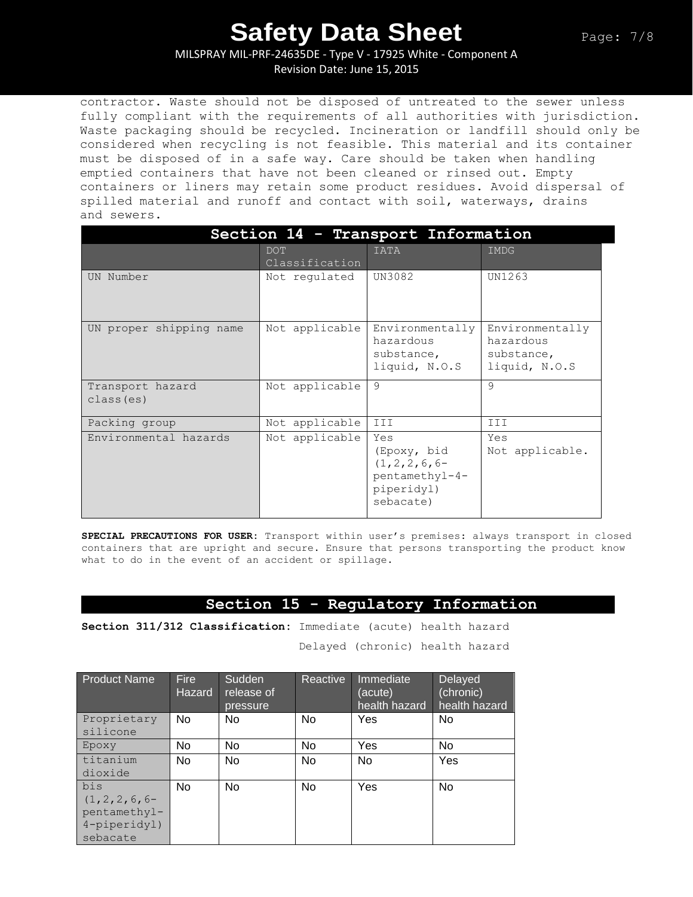contractor. Waste should not be disposed of untreated to the sewer unless fully compliant with the requirements of all authorities with jurisdiction. Waste packaging should be recycled. Incineration or landfill should only be considered when recycling is not feasible. This material and its container must be disposed of in a safe way. Care should be taken when handling emptied containers that have not been cleaned or rinsed out. Empty containers or liners may retain some product residues. Avoid dispersal of spilled material and runoff and contact with soil, waterways, drains and sewers.

## Section 14 - Transport Information

| | DOT Classification | IATA | IMDG |
|---|---|---|---|
| UN Number | Not regulated | UN3082 | UN1263 |
| UN proper shipping name | Not applicable | Environmentally hazardous substance, liquid, N.O.S | Environmentally hazardous substance, liquid, N.O.S |
| Transport hazard class(es) | Not applicable | 9 | 9 |
| Packing group | Not applicable | III | III |
| Environmental hazards | Not applicable | Yes (Epoxy, bid (1,2,2,6,6-pentamethyl-4-piperidyl) sebacate) | Yes Not applicable. |

**SPECIAL PRECAUTIONS FOR USER**: Transport within user's premises: always transport in closed containers that are upright and secure. Ensure that persons transporting the product know what to do in the event of an accident or spillage.

## Section 15 - Regulatory Information

**Section 311/312 Classification**: Immediate (acute) health hazard

Delayed (chronic) health hazard

| Product Name | Fire Hazard | Sudden release of pressure | Reactive | Immediate (acute) health hazard | Delayed (chronic) health hazard |
|---|---|---|---|---|---|
| Proprietary silicone | No | No | No | Yes | No |
| Epoxy | No | No | No | Yes | No |
| titanium dioxide | No | No | No | No | Yes |
| bis (1,2,2,6,6-pentamethyl-4-piperidyl) sebacate | No | No | No | Yes | No |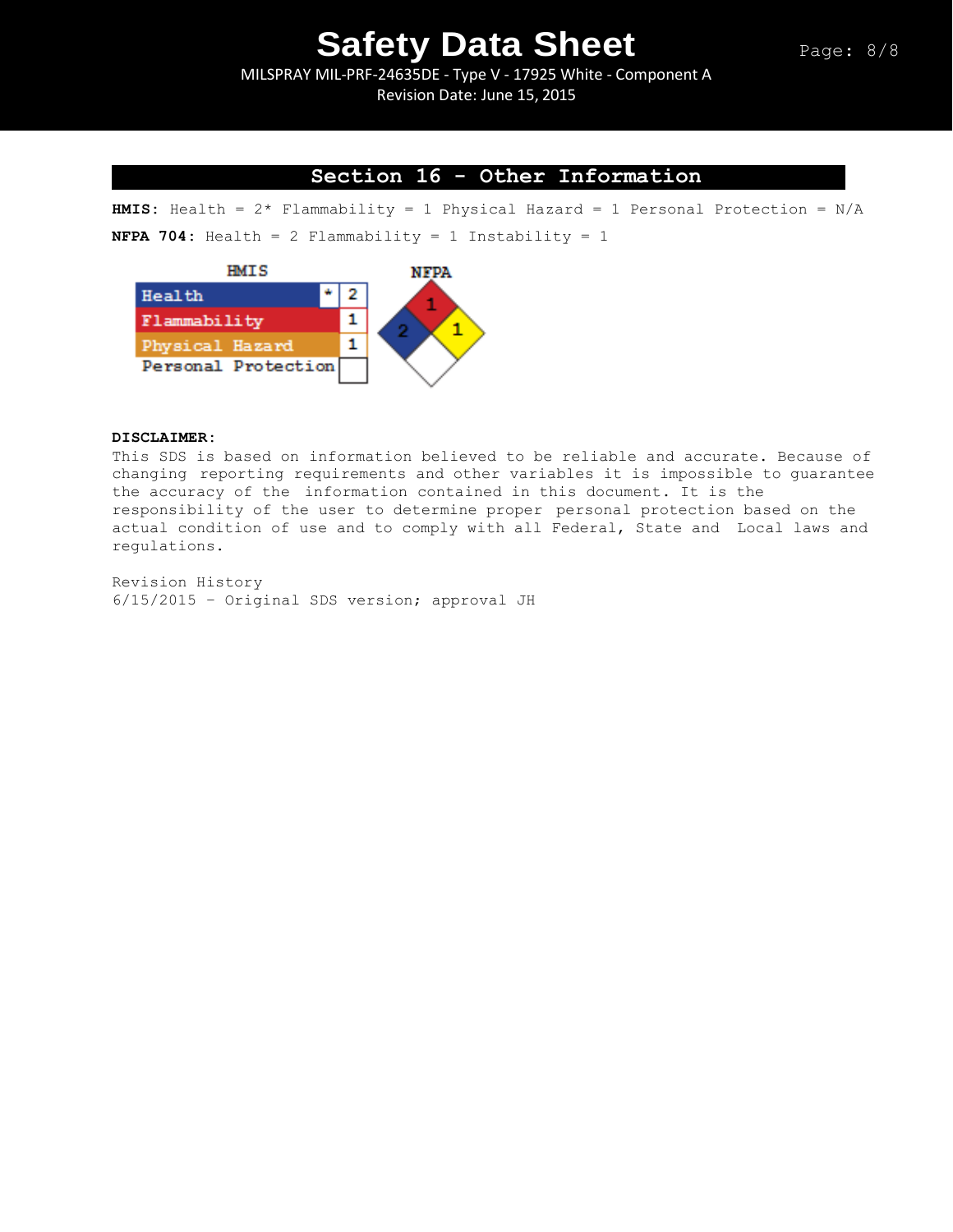## Section 16 - Other Information

**HMIS:** Health = 2* Flammability = 1 Physical Hazard = 1 Personal Protection = N/A

**NFPA 704:** Health = 2 Flammability = 1 Instability = 1

HMIS

| | | |
|---|---|---|
| Health | * | 2 |
| Flammability | | 1 |
| Physical Hazard | | 1 |
| Personal Protection | | |

NFPA

1

2

1

**DISCLAIMER:**
This SDS is based on information believed to be reliable and accurate. Because of changing reporting requirements and other variables it is impossible to guarantee the accuracy of the information contained in this document. It is the responsibility of the user to determine proper personal protection based on the actual condition of use and to comply with all Federal, State and Local laws and regulations.

Revision History
6/15/2015 - Original SDS version; approval JH